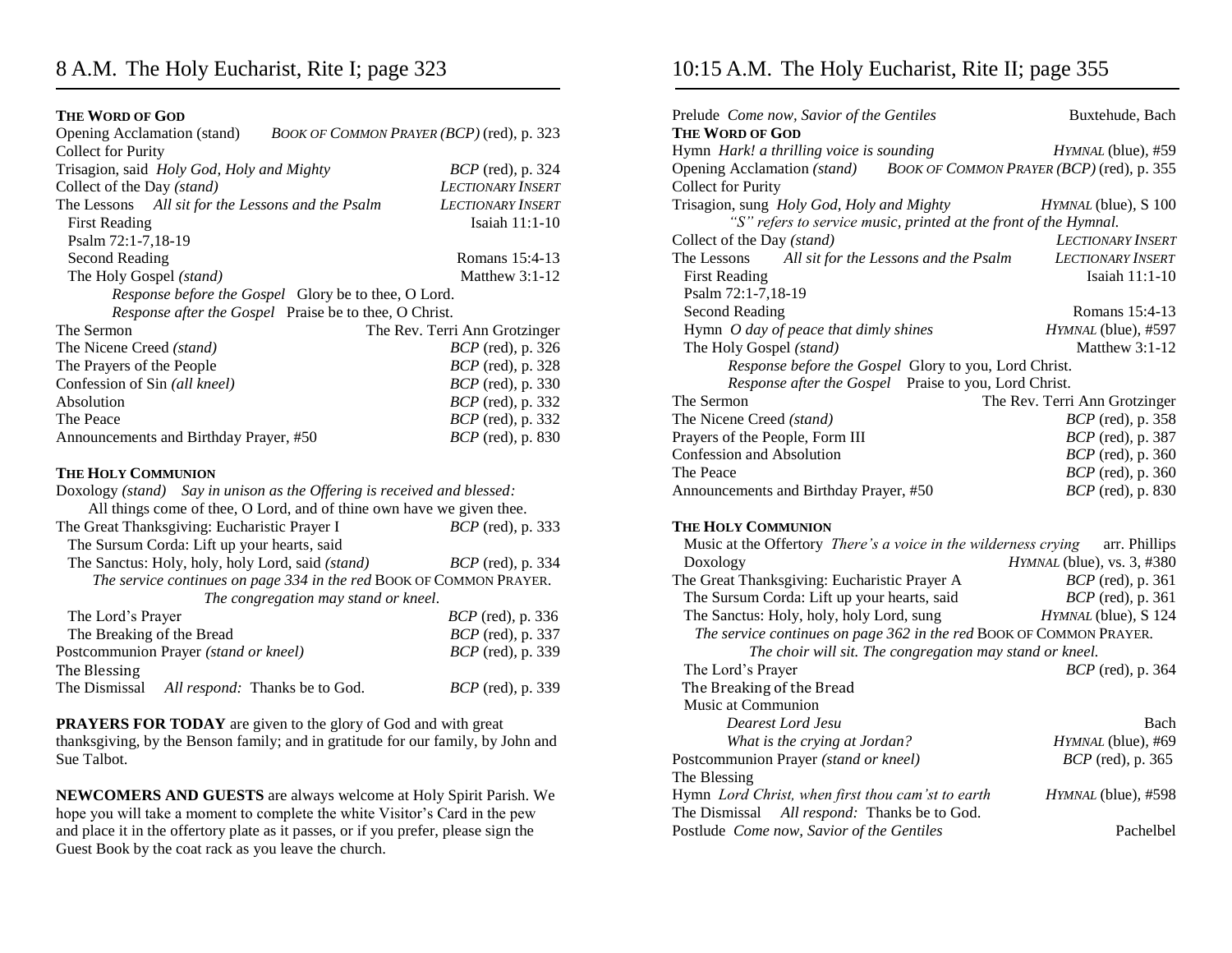# 8 A.M. The Holy Eucharist, Rite I; page 323

**THE WORD OF GOD**

Opening Acclamation (stand) — *BOOK OF COMMON PRAYER (BCP)* (red), p. 323
Collect for Purity
Trisagion, said *Holy God, Holy and Mighty* — *BCP* (red), p. 324
Collect of the Day *(stand)* — *LECTIONARY INSERT*
The Lessons *All sit for the Lessons and the Psalm* — *LECTIONARY INSERT*
First Reading — Isaiah 11:1-10
Psalm 72:1-7,18-19
Second Reading — Romans 15:4-13
The Holy Gospel *(stand)* — Matthew 3:1-12
*Response before the Gospel* Glory be to thee, O Lord.
*Response after the Gospel* Praise be to thee, O Christ.
The Sermon — The Rev. Terri Ann Grotzinger
The Nicene Creed *(stand)* — *BCP* (red), p. 326
The Prayers of the People — *BCP* (red), p. 328
Confession of Sin *(all kneel)* — *BCP* (red), p. 330
Absolution — *BCP* (red), p. 332
The Peace — *BCP* (red), p. 332
Announcements and Birthday Prayer, #50 — *BCP* (red), p. 830

**THE HOLY COMMUNION**

Doxology *(stand) Say in unison as the Offering is received and blessed:*
All things come of thee, O Lord, and of thine own have we given thee.
The Great Thanksgiving: Eucharistic Prayer I — *BCP* (red), p. 333
The Sursum Corda: Lift up your hearts, said
The Sanctus: Holy, holy, holy Lord, said *(stand)* — *BCP* (red), p. 334
*The service continues on page 334 in the red* BOOK OF COMMON PRAYER.
*The congregation may stand or kneel.*
The Lord's Prayer — *BCP* (red), p. 336
The Breaking of the Bread — *BCP* (red), p. 337
Postcommunion Prayer *(stand or kneel)* — *BCP* (red), p. 339
The Blessing
The Dismissal *All respond:* Thanks be to God. — *BCP* (red), p. 339

**PRAYERS FOR TODAY** are given to the glory of God and with great thanksgiving, by the Benson family; and in gratitude for our family, by John and Sue Talbot.

**NEWCOMERS AND GUESTS** are always welcome at Holy Spirit Parish. We hope you will take a moment to complete the white Visitor's Card in the pew and place it in the offertory plate as it passes, or if you prefer, please sign the Guest Book by the coat rack as you leave the church.

# 10:15 A.M. The Holy Eucharist, Rite II; page 355

Prelude *Come now, Savior of the Gentiles* — Buxtehude, Bach

**THE WORD OF GOD**

Hymn *Hark! a thrilling voice is sounding* — *HYMNAL* (blue), #59
Opening Acclamation *(stand)* — *BOOK OF COMMON PRAYER (BCP)* (red), p. 355
Collect for Purity
Trisagion, sung *Holy God, Holy and Mighty* — *HYMNAL* (blue), S 100
*"S" refers to service music, printed at the front of the Hymnal.*
Collect of the Day *(stand)* — *LECTIONARY INSERT*
The Lessons *All sit for the Lessons and the Psalm* — *LECTIONARY INSERT*
First Reading — Isaiah 11:1-10
Psalm 72:1-7,18-19
Second Reading — Romans 15:4-13
Hymn *O day of peace that dimly shines* — *HYMNAL* (blue), #597
The Holy Gospel *(stand)* — Matthew 3:1-12
*Response before the Gospel* Glory to you, Lord Christ.
*Response after the Gospel* Praise to you, Lord Christ.
The Sermon — The Rev. Terri Ann Grotzinger
The Nicene Creed *(stand)* — *BCP* (red), p. 358
Prayers of the People, Form III — *BCP* (red), p. 387
Confession and Absolution — *BCP* (red), p. 360
The Peace — *BCP* (red), p. 360
Announcements and Birthday Prayer, #50 — *BCP* (red), p. 830

**THE HOLY COMMUNION**

Music at the Offertory *There's a voice in the wilderness crying* — arr. Phillips
Doxology — *HYMNAL* (blue), vs. 3, #380
The Great Thanksgiving: Eucharistic Prayer A — *BCP* (red), p. 361
The Sursum Corda: Lift up your hearts, said — *BCP* (red), p. 361
The Sanctus: Holy, holy, holy Lord, sung — *HYMNAL* (blue), S 124
*The service continues on page 362 in the red* BOOK OF COMMON PRAYER.
*The choir will sit. The congregation may stand or kneel.*
The Lord's Prayer — *BCP* (red), p. 364
The Breaking of the Bread
Music at Communion
*Dearest Lord Jesu* — Bach
*What is the crying at Jordan?* — *HYMNAL* (blue), #69
Postcommunion Prayer *(stand or kneel)* — *BCP* (red), p. 365
The Blessing
Hymn *Lord Christ, when first thou cam'st to earth* — *HYMNAL* (blue), #598
The Dismissal *All respond:* Thanks be to God.
Postlude *Come now, Savior of the Gentiles* — Pachelbel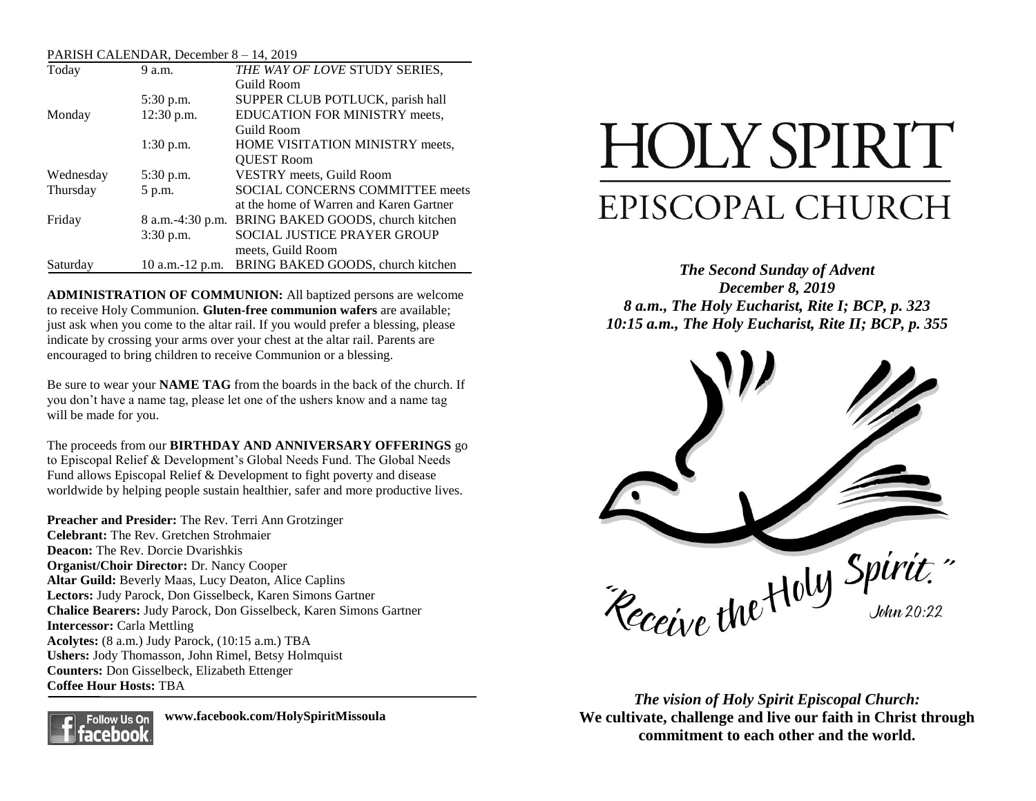PARISH CALENDAR, December 8 – 14, 2019

| | | |
|---|---|---|
| Today | 9 a.m. | *THE WAY OF LOVE* STUDY SERIES, Guild Room |
| | 5:30 p.m. | SUPPER CLUB POTLUCK, parish hall |
| Monday | 12:30 p.m. | EDUCATION FOR MINISTRY meets, Guild Room |
| | 1:30 p.m. | HOME VISITATION MINISTRY meets, QUEST Room |
| Wednesday | 5:30 p.m. | VESTRY meets, Guild Room |
| Thursday | 5 p.m. | SOCIAL CONCERNS COMMITTEE meets at the home of Warren and Karen Gartner |
| Friday | 8 a.m.-4:30 p.m. | BRING BAKED GOODS, church kitchen |
| | 3:30 p.m. | SOCIAL JUSTICE PRAYER GROUP meets, Guild Room |
| Saturday | 10 a.m.-12 p.m. | BRING BAKED GOODS, church kitchen |

**ADMINISTRATION OF COMMUNION:** All baptized persons are welcome to receive Holy Communion. **Gluten-free communion wafers** are available; just ask when you come to the altar rail. If you would prefer a blessing, please indicate by crossing your arms over your chest at the altar rail. Parents are encouraged to bring children to receive Communion or a blessing.

Be sure to wear your **NAME TAG** from the boards in the back of the church. If you don't have a name tag, please let one of the ushers know and a name tag will be made for you.

The proceeds from our **BIRTHDAY AND ANNIVERSARY OFFERINGS** go to Episcopal Relief & Development's Global Needs Fund. The Global Needs Fund allows Episcopal Relief & Development to fight poverty and disease worldwide by helping people sustain healthier, safer and more productive lives.

**Preacher and Presider:** The Rev. Terri Ann Grotzinger
**Celebrant:** The Rev. Gretchen Strohmaier
**Deacon:** The Rev. Dorcie Dvarishkis
**Organist/Choir Director:** Dr. Nancy Cooper
**Altar Guild:** Beverly Maas, Lucy Deaton, Alice Caplins
**Lectors:** Judy Parock, Don Gisselbeck, Karen Simons Gartner
**Chalice Bearers:** Judy Parock, Don Gisselbeck, Karen Simons Gartner
**Intercessor:** Carla Mettling
**Acolytes:** (8 a.m.) Judy Parock, (10:15 a.m.) TBA
**Ushers:** Jody Thomasson, John Rimel, Betsy Holmquist
**Counters:** Don Gisselbeck, Elizabeth Ettenger
**Coffee Hour Hosts:** TBA

Follow Us On facebook **www.facebook.com/HolySpiritMissoula**

# HOLY SPIRIT
## EPISCOPAL CHURCH

***The Second Sunday of Advent***
***December 8, 2019***
***8 a.m., The Holy Eucharist, Rite I; BCP, p. 323***
***10:15 a.m., The Holy Eucharist, Rite II; BCP, p. 355***

"Receive the Holy Spirit." John 20:22

***The vision of Holy Spirit Episcopal Church:***
**We cultivate, challenge and live our faith in Christ through commitment to each other and the world.**